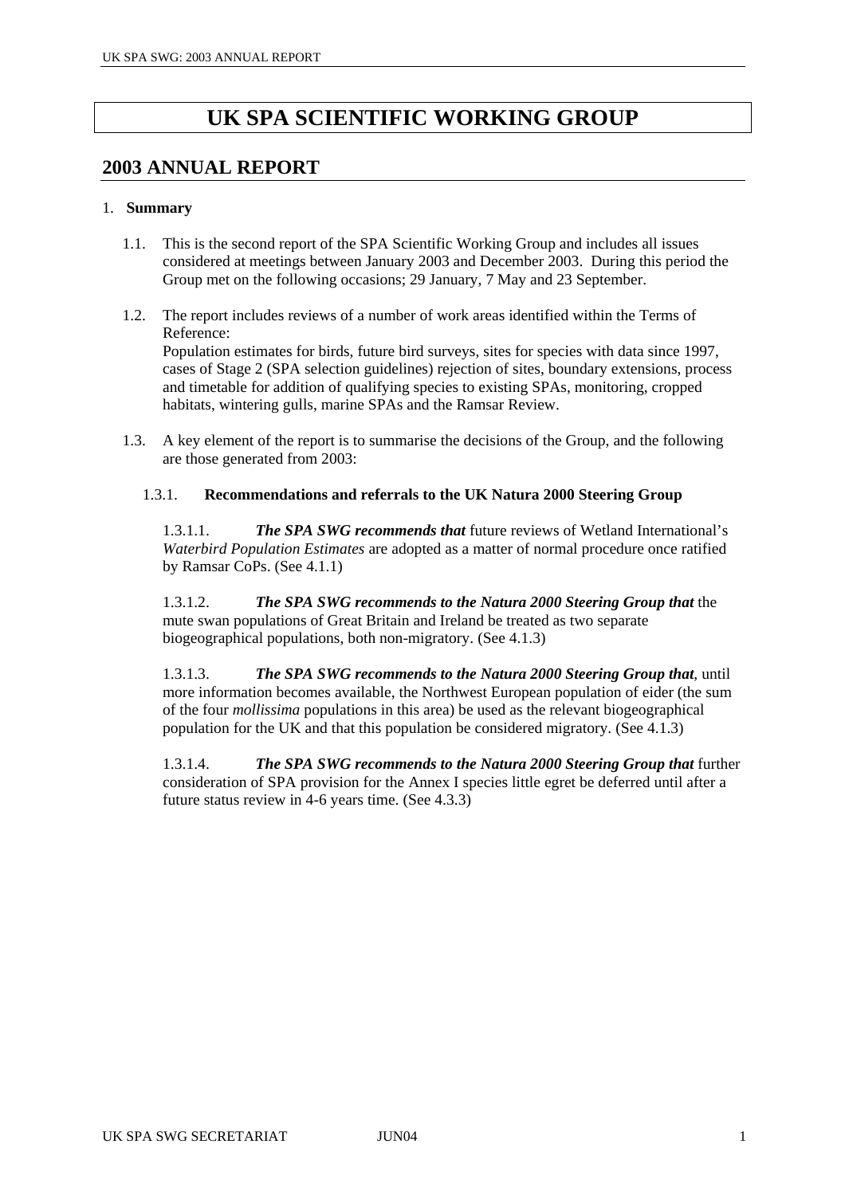# UK SPA SCIENTIFIC WORKING GROUP

## 2003 ANNUAL REPORT

1. **Summary**

1.1. This is the second report of the SPA Scientific Working Group and includes all issues considered at meetings between January 2003 and December 2003. During this period the Group met on the following occasions; 29 January, 7 May and 23 September.

1.2. The report includes reviews of a number of work areas identified within the Terms of Reference:
Population estimates for birds, future bird surveys, sites for species with data since 1997, cases of Stage 2 (SPA selection guidelines) rejection of sites, boundary extensions, process and timetable for addition of qualifying species to existing SPAs, monitoring, cropped habitats, wintering gulls, marine SPAs and the Ramsar Review.

1.3. A key element of the report is to summarise the decisions of the Group, and the following are those generated from 2003:

1.3.1. **Recommendations and referrals to the UK Natura 2000 Steering Group**

1.3.1.1. ***The SPA SWG recommends that*** future reviews of Wetland International's *Waterbird Population Estimates* are adopted as a matter of normal procedure once ratified by Ramsar CoPs. (See 4.1.1)

1.3.1.2. ***The SPA SWG recommends to the Natura 2000 Steering Group that*** the mute swan populations of Great Britain and Ireland be treated as two separate biogeographical populations, both non-migratory. (See 4.1.3)

1.3.1.3. ***The SPA SWG recommends to the Natura 2000 Steering Group that***, until more information becomes available, the Northwest European population of eider (the sum of the four *mollissima* populations in this area) be used as the relevant biogeographical population for the UK and that this population be considered migratory. (See 4.1.3)

1.3.1.4. ***The SPA SWG recommends to the Natura 2000 Steering Group that*** further consideration of SPA provision for the Annex I species little egret be deferred until after a future status review in 4-6 years time. (See 4.3.3)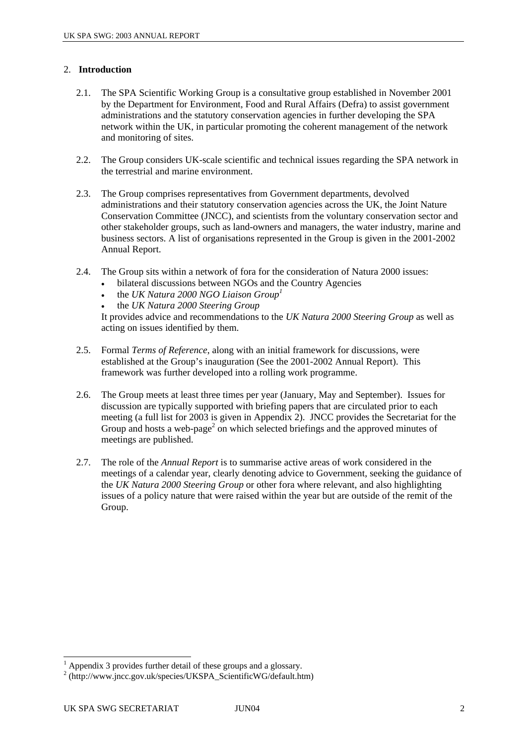## 2. Introduction

2.1. The SPA Scientific Working Group is a consultative group established in November 2001 by the Department for Environment, Food and Rural Affairs (Defra) to assist government administrations and the statutory conservation agencies in further developing the SPA network within the UK, in particular promoting the coherent management of the network and monitoring of sites.

2.2. The Group considers UK-scale scientific and technical issues regarding the SPA network in the terrestrial and marine environment.

2.3. The Group comprises representatives from Government departments, devolved administrations and their statutory conservation agencies across the UK, the Joint Nature Conservation Committee (JNCC), and scientists from the voluntary conservation sector and other stakeholder groups, such as land-owners and managers, the water industry, marine and business sectors. A list of organisations represented in the Group is given in the 2001-2002 Annual Report.

2.4. The Group sits within a network of fora for the consideration of Natura 2000 issues:

- bilateral discussions between NGOs and the Country Agencies
- the *UK Natura 2000 NGO Liaison Group*[1]
- the *UK Natura 2000 Steering Group*

It provides advice and recommendations to the *UK Natura 2000 Steering Group* as well as acting on issues identified by them.

2.5. Formal *Terms of Reference*, along with an initial framework for discussions, were established at the Group's inauguration (See the 2001-2002 Annual Report). This framework was further developed into a rolling work programme.

2.6. The Group meets at least three times per year (January, May and September). Issues for discussion are typically supported with briefing papers that are circulated prior to each meeting (a full list for 2003 is given in Appendix 2). JNCC provides the Secretariat for the Group and hosts a web-page[2] on which selected briefings and the approved minutes of meetings are published.

2.7. The role of the *Annual Report* is to summarise active areas of work considered in the meetings of a calendar year, clearly denoting advice to Government, seeking the guidance of the *UK Natura 2000 Steering Group* or other fora where relevant, and also highlighting issues of a policy nature that were raised within the year but are outside of the remit of the Group.

---

[1] Appendix 3 provides further detail of these groups and a glossary.

[2] (http://www.jncc.gov.uk/species/UKSPA_ScientificWG/default.htm)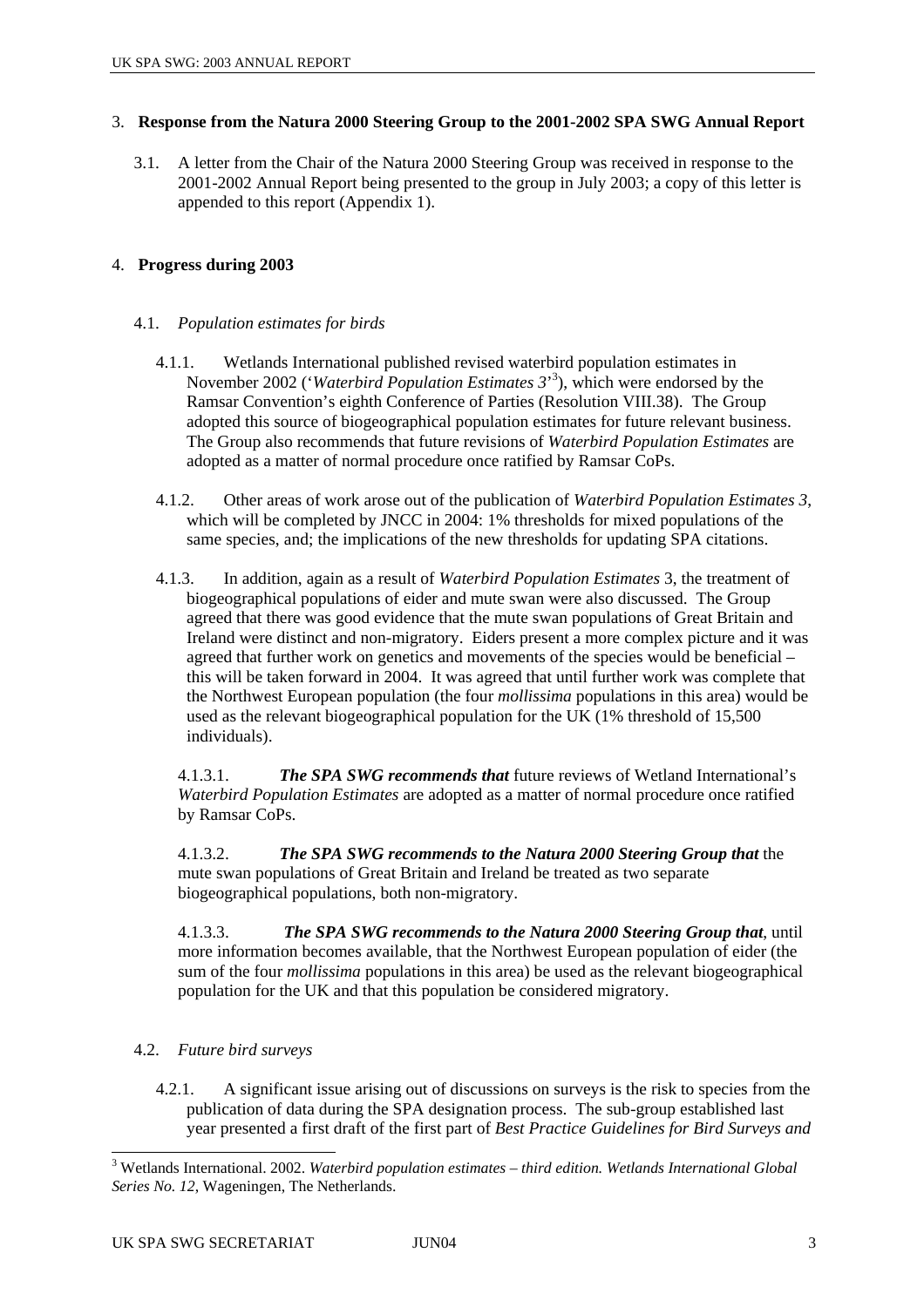## 3. **Response from the Natura 2000 Steering Group to the 2001-2002 SPA SWG Annual Report**

3.1. A letter from the Chair of the Natura 2000 Steering Group was received in response to the 2001-2002 Annual Report being presented to the group in July 2003; a copy of this letter is appended to this report (Appendix 1).

## 4. **Progress during 2003**

### 4.1. *Population estimates for birds*

4.1.1. Wetlands International published revised waterbird population estimates in November 2002 ('*Waterbird Population Estimates 3*'[3]), which were endorsed by the Ramsar Convention's eighth Conference of Parties (Resolution VIII.38). The Group adopted this source of biogeographical population estimates for future relevant business. The Group also recommends that future revisions of *Waterbird Population Estimates* are adopted as a matter of normal procedure once ratified by Ramsar CoPs.

4.1.2. Other areas of work arose out of the publication of *Waterbird Population Estimates 3*, which will be completed by JNCC in 2004: 1% thresholds for mixed populations of the same species, and; the implications of the new thresholds for updating SPA citations.

4.1.3. In addition, again as a result of *Waterbird Population Estimates* 3, the treatment of biogeographical populations of eider and mute swan were also discussed. The Group agreed that there was good evidence that the mute swan populations of Great Britain and Ireland were distinct and non-migratory. Eiders present a more complex picture and it was agreed that further work on genetics and movements of the species would be beneficial – this will be taken forward in 2004. It was agreed that until further work was complete that the Northwest European population (the four *mollissima* populations in this area) would be used as the relevant biogeographical population for the UK (1% threshold of 15,500 individuals).

4.1.3.1. ***The SPA SWG recommends that*** future reviews of Wetland International's *Waterbird Population Estimates* are adopted as a matter of normal procedure once ratified by Ramsar CoPs.

4.1.3.2. ***The SPA SWG recommends to the Natura 2000 Steering Group that*** the mute swan populations of Great Britain and Ireland be treated as two separate biogeographical populations, both non-migratory.

4.1.3.3. ***The SPA SWG recommends to the Natura 2000 Steering Group that***, until more information becomes available, that the Northwest European population of eider (the sum of the four *mollissima* populations in this area) be used as the relevant biogeographical population for the UK and that this population be considered migratory.

### 4.2. *Future bird surveys*

4.2.1. A significant issue arising out of discussions on surveys is the risk to species from the publication of data during the SPA designation process. The sub-group established last year presented a first draft of the first part of *Best Practice Guidelines for Bird Surveys and*

[3] Wetlands International. 2002. *Waterbird population estimates – third edition. Wetlands International Global Series No. 12*, Wageningen, The Netherlands.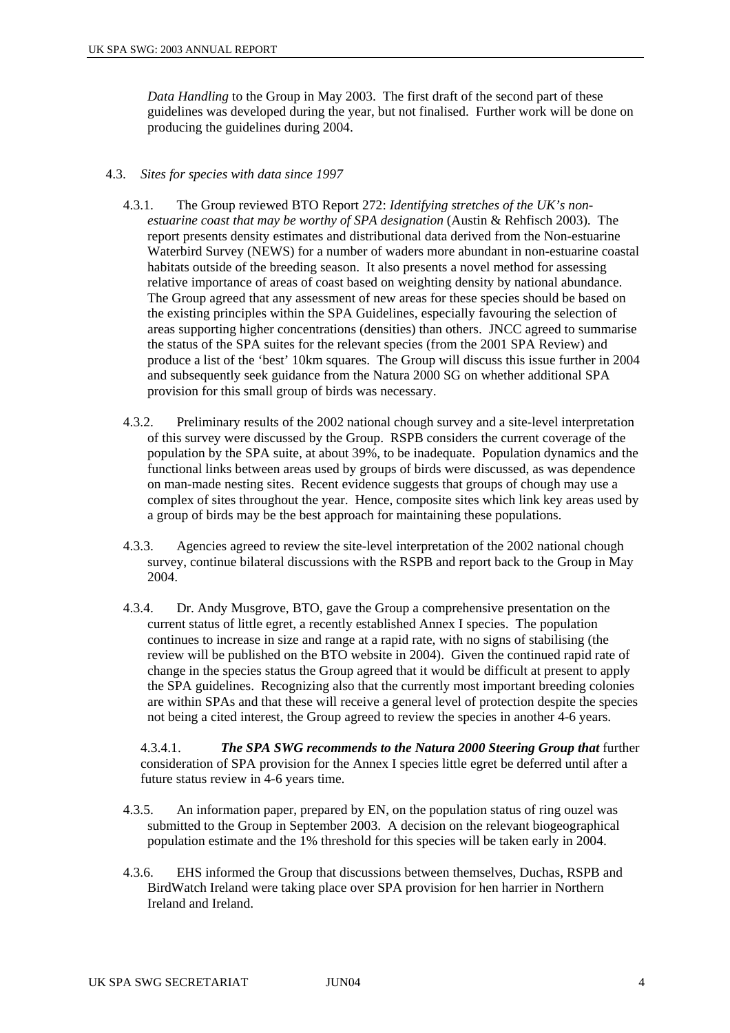*Data Handling* to the Group in May 2003. The first draft of the second part of these guidelines was developed during the year, but not finalised. Further work will be done on producing the guidelines during 2004.

4.3. *Sites for species with data since 1997*

4.3.1. The Group reviewed BTO Report 272: *Identifying stretches of the UK's non-estuarine coast that may be worthy of SPA designation* (Austin & Rehfisch 2003). The report presents density estimates and distributional data derived from the Non-estuarine Waterbird Survey (NEWS) for a number of waders more abundant in non-estuarine coastal habitats outside of the breeding season. It also presents a novel method for assessing relative importance of areas of coast based on weighting density by national abundance. The Group agreed that any assessment of new areas for these species should be based on the existing principles within the SPA Guidelines, especially favouring the selection of areas supporting higher concentrations (densities) than others. JNCC agreed to summarise the status of the SPA suites for the relevant species (from the 2001 SPA Review) and produce a list of the 'best' 10km squares. The Group will discuss this issue further in 2004 and subsequently seek guidance from the Natura 2000 SG on whether additional SPA provision for this small group of birds was necessary.

4.3.2. Preliminary results of the 2002 national chough survey and a site-level interpretation of this survey were discussed by the Group. RSPB considers the current coverage of the population by the SPA suite, at about 39%, to be inadequate. Population dynamics and the functional links between areas used by groups of birds were discussed, as was dependence on man-made nesting sites. Recent evidence suggests that groups of chough may use a complex of sites throughout the year. Hence, composite sites which link key areas used by a group of birds may be the best approach for maintaining these populations.

4.3.3. Agencies agreed to review the site-level interpretation of the 2002 national chough survey, continue bilateral discussions with the RSPB and report back to the Group in May 2004.

4.3.4. Dr. Andy Musgrove, BTO, gave the Group a comprehensive presentation on the current status of little egret, a recently established Annex I species. The population continues to increase in size and range at a rapid rate, with no signs of stabilising (the review will be published on the BTO website in 2004). Given the continued rapid rate of change in the species status the Group agreed that it would be difficult at present to apply the SPA guidelines. Recognizing also that the currently most important breeding colonies are within SPAs and that these will receive a general level of protection despite the species not being a cited interest, the Group agreed to review the species in another 4-6 years.

4.3.4.1. ***The SPA SWG recommends to the Natura 2000 Steering Group that*** further consideration of SPA provision for the Annex I species little egret be deferred until after a future status review in 4-6 years time.

4.3.5. An information paper, prepared by EN, on the population status of ring ouzel was submitted to the Group in September 2003. A decision on the relevant biogeographical population estimate and the 1% threshold for this species will be taken early in 2004.

4.3.6. EHS informed the Group that discussions between themselves, Duchas, RSPB and BirdWatch Ireland were taking place over SPA provision for hen harrier in Northern Ireland and Ireland.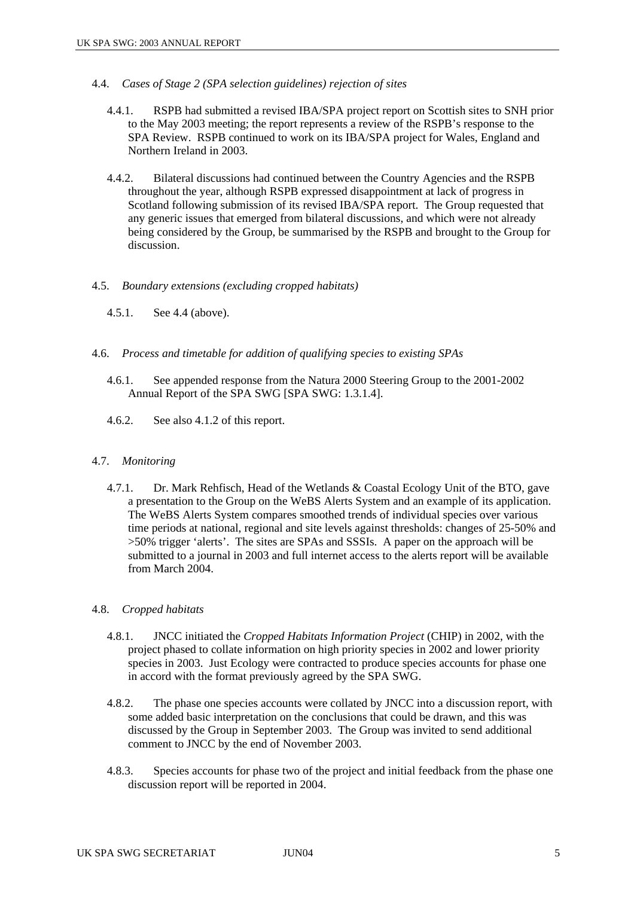4.4. *Cases of Stage 2 (SPA selection guidelines) rejection of sites*

4.4.1. RSPB had submitted a revised IBA/SPA project report on Scottish sites to SNH prior to the May 2003 meeting; the report represents a review of the RSPB's response to the SPA Review. RSPB continued to work on its IBA/SPA project for Wales, England and Northern Ireland in 2003.

4.4.2. Bilateral discussions had continued between the Country Agencies and the RSPB throughout the year, although RSPB expressed disappointment at lack of progress in Scotland following submission of its revised IBA/SPA report. The Group requested that any generic issues that emerged from bilateral discussions, and which were not already being considered by the Group, be summarised by the RSPB and brought to the Group for discussion.

4.5. *Boundary extensions (excluding cropped habitats)*

4.5.1. See 4.4 (above).

4.6. *Process and timetable for addition of qualifying species to existing SPAs*

4.6.1. See appended response from the Natura 2000 Steering Group to the 2001-2002 Annual Report of the SPA SWG [SPA SWG: 1.3.1.4].

4.6.2. See also 4.1.2 of this report.

4.7. *Monitoring*

4.7.1. Dr. Mark Rehfisch, Head of the Wetlands & Coastal Ecology Unit of the BTO, gave a presentation to the Group on the WeBS Alerts System and an example of its application. The WeBS Alerts System compares smoothed trends of individual species over various time periods at national, regional and site levels against thresholds: changes of 25-50% and >50% trigger 'alerts'. The sites are SPAs and SSSIs. A paper on the approach will be submitted to a journal in 2003 and full internet access to the alerts report will be available from March 2004.

4.8. *Cropped habitats*

4.8.1. JNCC initiated the *Cropped Habitats Information Project* (CHIP) in 2002, with the project phased to collate information on high priority species in 2002 and lower priority species in 2003. Just Ecology were contracted to produce species accounts for phase one in accord with the format previously agreed by the SPA SWG.

4.8.2. The phase one species accounts were collated by JNCC into a discussion report, with some added basic interpretation on the conclusions that could be drawn, and this was discussed by the Group in September 2003. The Group was invited to send additional comment to JNCC by the end of November 2003.

4.8.3. Species accounts for phase two of the project and initial feedback from the phase one discussion report will be reported in 2004.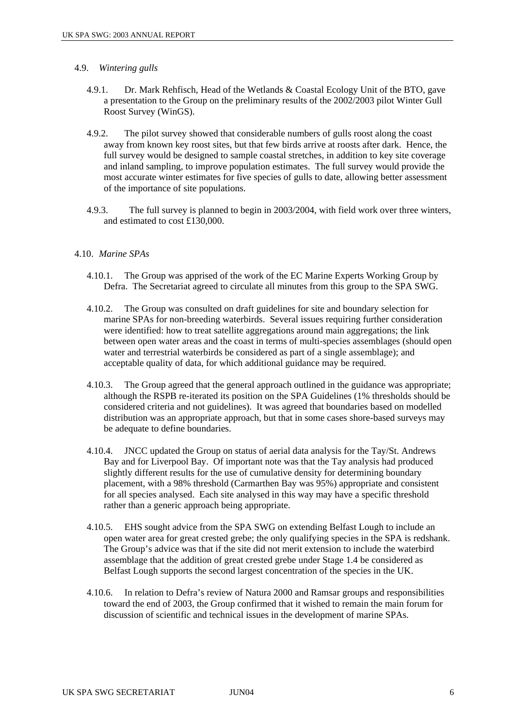## 4.9. *Wintering gulls*

4.9.1. Dr. Mark Rehfisch, Head of the Wetlands & Coastal Ecology Unit of the BTO, gave a presentation to the Group on the preliminary results of the 2002/2003 pilot Winter Gull Roost Survey (WinGS).

4.9.2. The pilot survey showed that considerable numbers of gulls roost along the coast away from known key roost sites, but that few birds arrive at roosts after dark. Hence, the full survey would be designed to sample coastal stretches, in addition to key site coverage and inland sampling, to improve population estimates. The full survey would provide the most accurate winter estimates for five species of gulls to date, allowing better assessment of the importance of site populations.

4.9.3. The full survey is planned to begin in 2003/2004, with field work over three winters, and estimated to cost £130,000.

## 4.10. *Marine SPAs*

4.10.1. The Group was apprised of the work of the EC Marine Experts Working Group by Defra. The Secretariat agreed to circulate all minutes from this group to the SPA SWG.

4.10.2. The Group was consulted on draft guidelines for site and boundary selection for marine SPAs for non-breeding waterbirds. Several issues requiring further consideration were identified: how to treat satellite aggregations around main aggregations; the link between open water areas and the coast in terms of multi-species assemblages (should open water and terrestrial waterbirds be considered as part of a single assemblage); and acceptable quality of data, for which additional guidance may be required.

4.10.3. The Group agreed that the general approach outlined in the guidance was appropriate; although the RSPB re-iterated its position on the SPA Guidelines (1% thresholds should be considered criteria and not guidelines). It was agreed that boundaries based on modelled distribution was an appropriate approach, but that in some cases shore-based surveys may be adequate to define boundaries.

4.10.4. JNCC updated the Group on status of aerial data analysis for the Tay/St. Andrews Bay and for Liverpool Bay. Of important note was that the Tay analysis had produced slightly different results for the use of cumulative density for determining boundary placement, with a 98% threshold (Carmarthen Bay was 95%) appropriate and consistent for all species analysed. Each site analysed in this way may have a specific threshold rather than a generic approach being appropriate.

4.10.5. EHS sought advice from the SPA SWG on extending Belfast Lough to include an open water area for great crested grebe; the only qualifying species in the SPA is redshank. The Group's advice was that if the site did not merit extension to include the waterbird assemblage that the addition of great crested grebe under Stage 1.4 be considered as Belfast Lough supports the second largest concentration of the species in the UK.

4.10.6. In relation to Defra's review of Natura 2000 and Ramsar groups and responsibilities toward the end of 2003, the Group confirmed that it wished to remain the main forum for discussion of scientific and technical issues in the development of marine SPAs.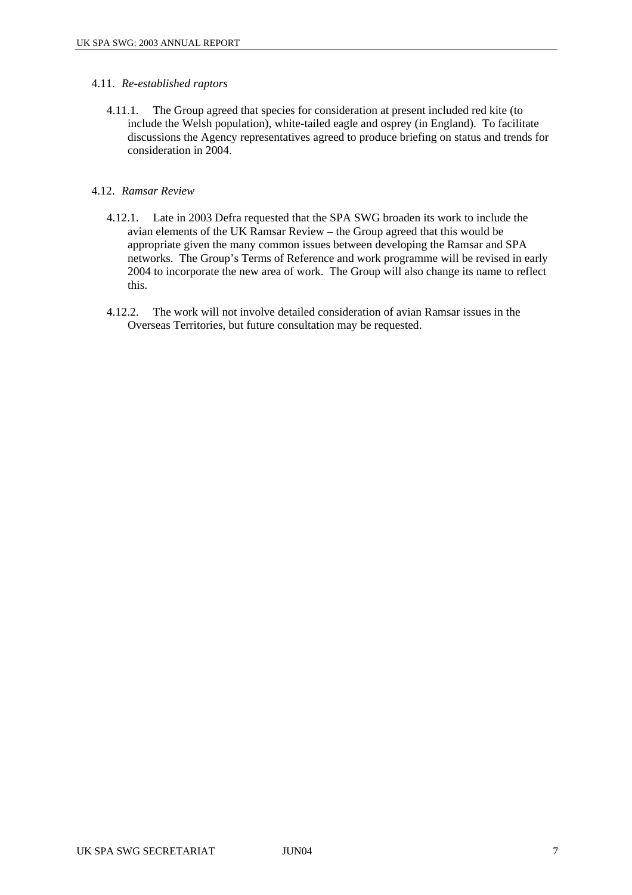4.11. *Re-established raptors*

4.11.1. The Group agreed that species for consideration at present included red kite (to include the Welsh population), white-tailed eagle and osprey (in England). To facilitate discussions the Agency representatives agreed to produce briefing on status and trends for consideration in 2004.

4.12. *Ramsar Review*

4.12.1. Late in 2003 Defra requested that the SPA SWG broaden its work to include the avian elements of the UK Ramsar Review – the Group agreed that this would be appropriate given the many common issues between developing the Ramsar and SPA networks. The Group's Terms of Reference and work programme will be revised in early 2004 to incorporate the new area of work. The Group will also change its name to reflect this.

4.12.2. The work will not involve detailed consideration of avian Ramsar issues in the Overseas Territories, but future consultation may be requested.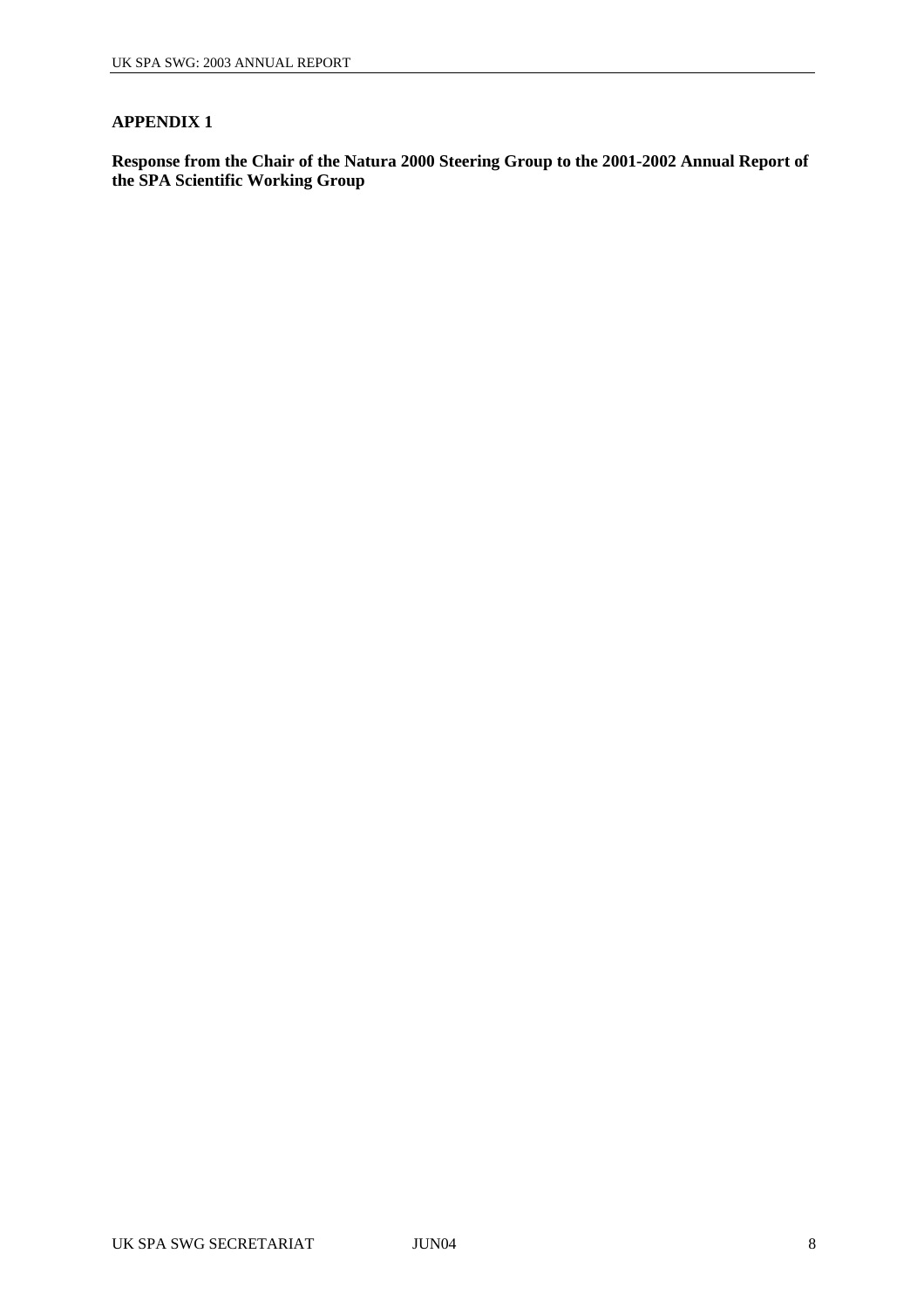## APPENDIX 1

**Response from the Chair of the Natura 2000 Steering Group to the 2001-2002 Annual Report of the SPA Scientific Working Group**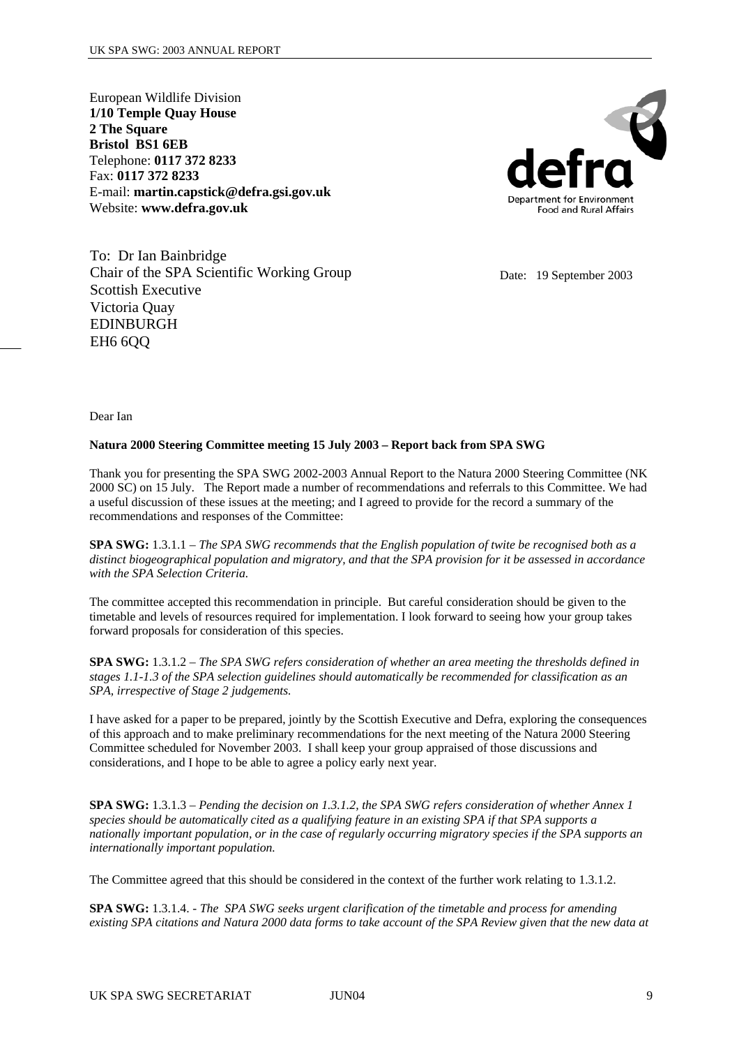European Wildlife Division
**1/10 Temple Quay House**
**2 The Square**
**Bristol BS1 6EB**
Telephone: **0117 372 8233**
Fax: **0117 372 8233**
E-mail: **martin.capstick@defra.gsi.gov.uk**
Website: **www.defra.gov.uk**

defra
Department for Environment Food and Rural Affairs

To: Dr Ian Bainbridge
Chair of the SPA Scientific Working Group
Scottish Executive
Victoria Quay
EDINBURGH
EH6 6QQ

Date: 19 September 2003

Dear Ian

**Natura 2000 Steering Committee meeting 15 July 2003 – Report back from SPA SWG**

Thank you for presenting the SPA SWG 2002-2003 Annual Report to the Natura 2000 Steering Committee (NK 2000 SC) on 15 July. The Report made a number of recommendations and referrals to this Committee. We had a useful discussion of these issues at the meeting; and I agreed to provide for the record a summary of the recommendations and responses of the Committee:

**SPA SWG:** 1.3.1.1 – *The SPA SWG recommends that the English population of twite be recognised both as a distinct biogeographical population and migratory, and that the SPA provision for it be assessed in accordance with the SPA Selection Criteria.*

The committee accepted this recommendation in principle. But careful consideration should be given to the timetable and levels of resources required for implementation. I look forward to seeing how your group takes forward proposals for consideration of this species.

**SPA SWG:** 1.3.1.2 – *The SPA SWG refers consideration of whether an area meeting the thresholds defined in stages 1.1-1.3 of the SPA selection guidelines should automatically be recommended for classification as an SPA, irrespective of Stage 2 judgements.*

I have asked for a paper to be prepared, jointly by the Scottish Executive and Defra, exploring the consequences of this approach and to make preliminary recommendations for the next meeting of the Natura 2000 Steering Committee scheduled for November 2003. I shall keep your group appraised of those discussions and considerations, and I hope to be able to agree a policy early next year.

**SPA SWG:** 1.3.1.3 – *Pending the decision on 1.3.1.2, the SPA SWG refers consideration of whether Annex 1 species should be automatically cited as a qualifying feature in an existing SPA if that SPA supports a nationally important population, or in the case of regularly occurring migratory species if the SPA supports an internationally important population.*

The Committee agreed that this should be considered in the context of the further work relating to 1.3.1.2.

**SPA SWG:** 1.3.1.4. - *The SPA SWG seeks urgent clarification of the timetable and process for amending existing SPA citations and Natura 2000 data forms to take account of the SPA Review given that the new data at*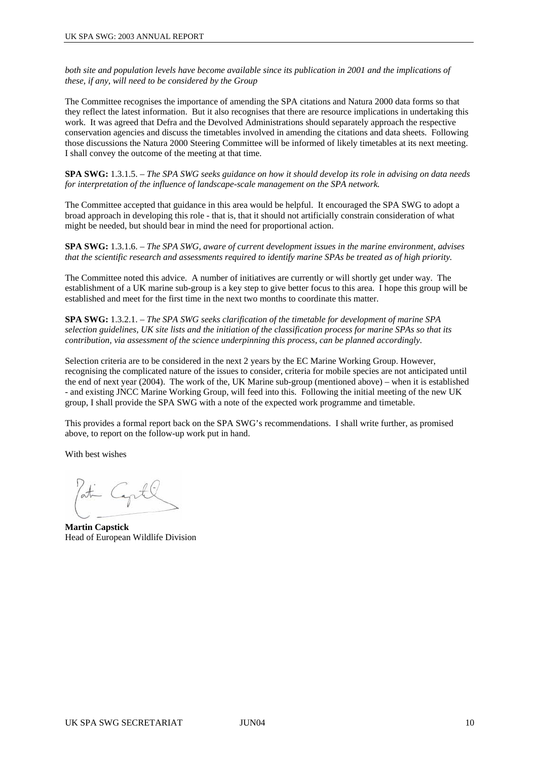*both site and population levels have become available since its publication in 2001 and the implications of these, if any, will need to be considered by the Group*

The Committee recognises the importance of amending the SPA citations and Natura 2000 data forms so that they reflect the latest information. But it also recognises that there are resource implications in undertaking this work. It was agreed that Defra and the Devolved Administrations should separately approach the respective conservation agencies and discuss the timetables involved in amending the citations and data sheets. Following those discussions the Natura 2000 Steering Committee will be informed of likely timetables at its next meeting. I shall convey the outcome of the meeting at that time.

**SPA SWG:** 1.3.1.5. – *The SPA SWG seeks guidance on how it should develop its role in advising on data needs for interpretation of the influence of landscape-scale management on the SPA network.*

The Committee accepted that guidance in this area would be helpful. It encouraged the SPA SWG to adopt a broad approach in developing this role - that is, that it should not artificially constrain consideration of what might be needed, but should bear in mind the need for proportional action.

**SPA SWG:** 1.3.1.6. – *The SPA SWG, aware of current development issues in the marine environment, advises that the scientific research and assessments required to identify marine SPAs be treated as of high priority.*

The Committee noted this advice. A number of initiatives are currently or will shortly get under way. The establishment of a UK marine sub-group is a key step to give better focus to this area. I hope this group will be established and meet for the first time in the next two months to coordinate this matter.

**SPA SWG:** 1.3.2.1. – *The SPA SWG seeks clarification of the timetable for development of marine SPA selection guidelines, UK site lists and the initiation of the classification process for marine SPAs so that its contribution, via assessment of the science underpinning this process, can be planned accordingly.*

Selection criteria are to be considered in the next 2 years by the EC Marine Working Group. However, recognising the complicated nature of the issues to consider, criteria for mobile species are not anticipated until the end of next year (2004). The work of the, UK Marine sub-group (mentioned above) – when it is established - and existing JNCC Marine Working Group, will feed into this. Following the initial meeting of the new UK group, I shall provide the SPA SWG with a note of the expected work programme and timetable.

This provides a formal report back on the SPA SWG's recommendations. I shall write further, as promised above, to report on the follow-up work put in hand.

With best wishes

**Martin Capstick**
Head of European Wildlife Division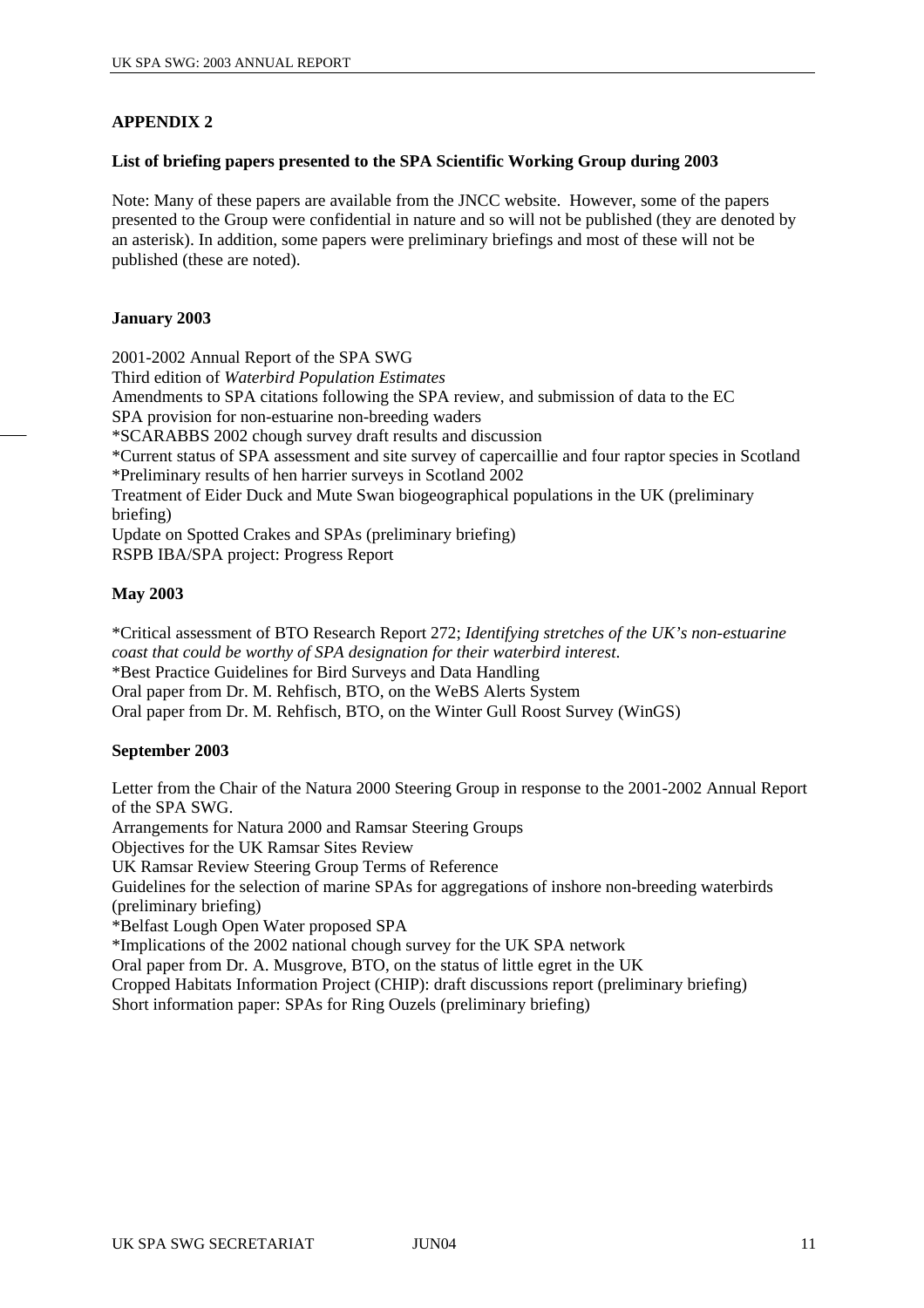## APPENDIX 2

**List of briefing papers presented to the SPA Scientific Working Group during 2003**

Note: Many of these papers are available from the JNCC website. However, some of the papers presented to the Group were confidential in nature and so will not be published (they are denoted by an asterisk). In addition, some papers were preliminary briefings and most of these will not be published (these are noted).

**January 2003**

2001-2002 Annual Report of the SPA SWG
Third edition of *Waterbird Population Estimates*
Amendments to SPA citations following the SPA review, and submission of data to the EC
SPA provision for non-estuarine non-breeding waders
*SCARABBS 2002 chough survey draft results and discussion
*Current status of SPA assessment and site survey of capercaillie and four raptor species in Scotland
*Preliminary results of hen harrier surveys in Scotland 2002
Treatment of Eider Duck and Mute Swan biogeographical populations in the UK (preliminary briefing)
Update on Spotted Crakes and SPAs (preliminary briefing)
RSPB IBA/SPA project: Progress Report

**May 2003**

*Critical assessment of BTO Research Report 272; *Identifying stretches of the UK's non-estuarine coast that could be worthy of SPA designation for their waterbird interest.*
*Best Practice Guidelines for Bird Surveys and Data Handling
Oral paper from Dr. M. Rehfisch, BTO, on the WeBS Alerts System
Oral paper from Dr. M. Rehfisch, BTO, on the Winter Gull Roost Survey (WinGS)

**September 2003**

Letter from the Chair of the Natura 2000 Steering Group in response to the 2001-2002 Annual Report of the SPA SWG.
Arrangements for Natura 2000 and Ramsar Steering Groups
Objectives for the UK Ramsar Sites Review
UK Ramsar Review Steering Group Terms of Reference
Guidelines for the selection of marine SPAs for aggregations of inshore non-breeding waterbirds (preliminary briefing)
*Belfast Lough Open Water proposed SPA
*Implications of the 2002 national chough survey for the UK SPA network
Oral paper from Dr. A. Musgrove, BTO, on the status of little egret in the UK
Cropped Habitats Information Project (CHIP): draft discussions report (preliminary briefing)
Short information paper: SPAs for Ring Ouzels (preliminary briefing)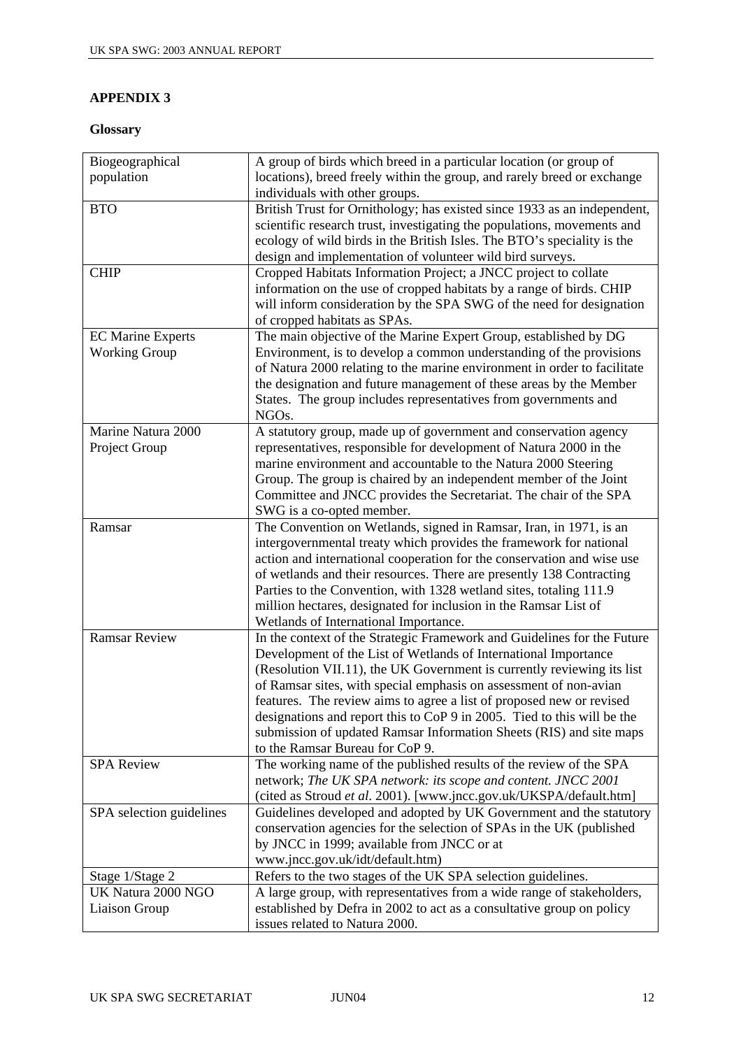## APPENDIX 3

### Glossary

| | |
|---|---|
| Biogeographical population | A group of birds which breed in a particular location (or group of locations), breed freely within the group, and rarely breed or exchange individuals with other groups. |
| BTO | British Trust for Ornithology; has existed since 1933 as an independent, scientific research trust, investigating the populations, movements and ecology of wild birds in the British Isles. The BTO's speciality is the design and implementation of volunteer wild bird surveys. |
| CHIP | Cropped Habitats Information Project; a JNCC project to collate information on the use of cropped habitats by a range of birds. CHIP will inform consideration by the SPA SWG of the need for designation of cropped habitats as SPAs. |
| EC Marine Experts Working Group | The main objective of the Marine Expert Group, established by DG Environment, is to develop a common understanding of the provisions of Natura 2000 relating to the marine environment in order to facilitate the designation and future management of these areas by the Member States. The group includes representatives from governments and NGOs. |
| Marine Natura 2000 Project Group | A statutory group, made up of government and conservation agency representatives, responsible for development of Natura 2000 in the marine environment and accountable to the Natura 2000 Steering Group. The group is chaired by an independent member of the Joint Committee and JNCC provides the Secretariat. The chair of the SPA SWG is a co-opted member. |
| Ramsar | The Convention on Wetlands, signed in Ramsar, Iran, in 1971, is an intergovernmental treaty which provides the framework for national action and international cooperation for the conservation and wise use of wetlands and their resources. There are presently 138 Contracting Parties to the Convention, with 1328 wetland sites, totaling 111.9 million hectares, designated for inclusion in the Ramsar List of Wetlands of International Importance. |
| Ramsar Review | In the context of the Strategic Framework and Guidelines for the Future Development of the List of Wetlands of International Importance (Resolution VII.11), the UK Government is currently reviewing its list of Ramsar sites, with special emphasis on assessment of non-avian features. The review aims to agree a list of proposed new or revised designations and report this to CoP 9 in 2005. Tied to this will be the submission of updated Ramsar Information Sheets (RIS) and site maps to the Ramsar Bureau for CoP 9. |
| SPA Review | The working name of the published results of the review of the SPA network; *The UK SPA network: its scope and content. JNCC 2001* (cited as Stroud *et al*. 2001). [www.jncc.gov.uk/UKSPA/default.htm] |
| SPA selection guidelines | Guidelines developed and adopted by UK Government and the statutory conservation agencies for the selection of SPAs in the UK (published by JNCC in 1999; available from JNCC or at www.jncc.gov.uk/idt/default.htm) |
| Stage 1/Stage 2 | Refers to the two stages of the UK SPA selection guidelines. |
| UK Natura 2000 NGO Liaison Group | A large group, with representatives from a wide range of stakeholders, established by Defra in 2002 to act as a consultative group on policy issues related to Natura 2000. |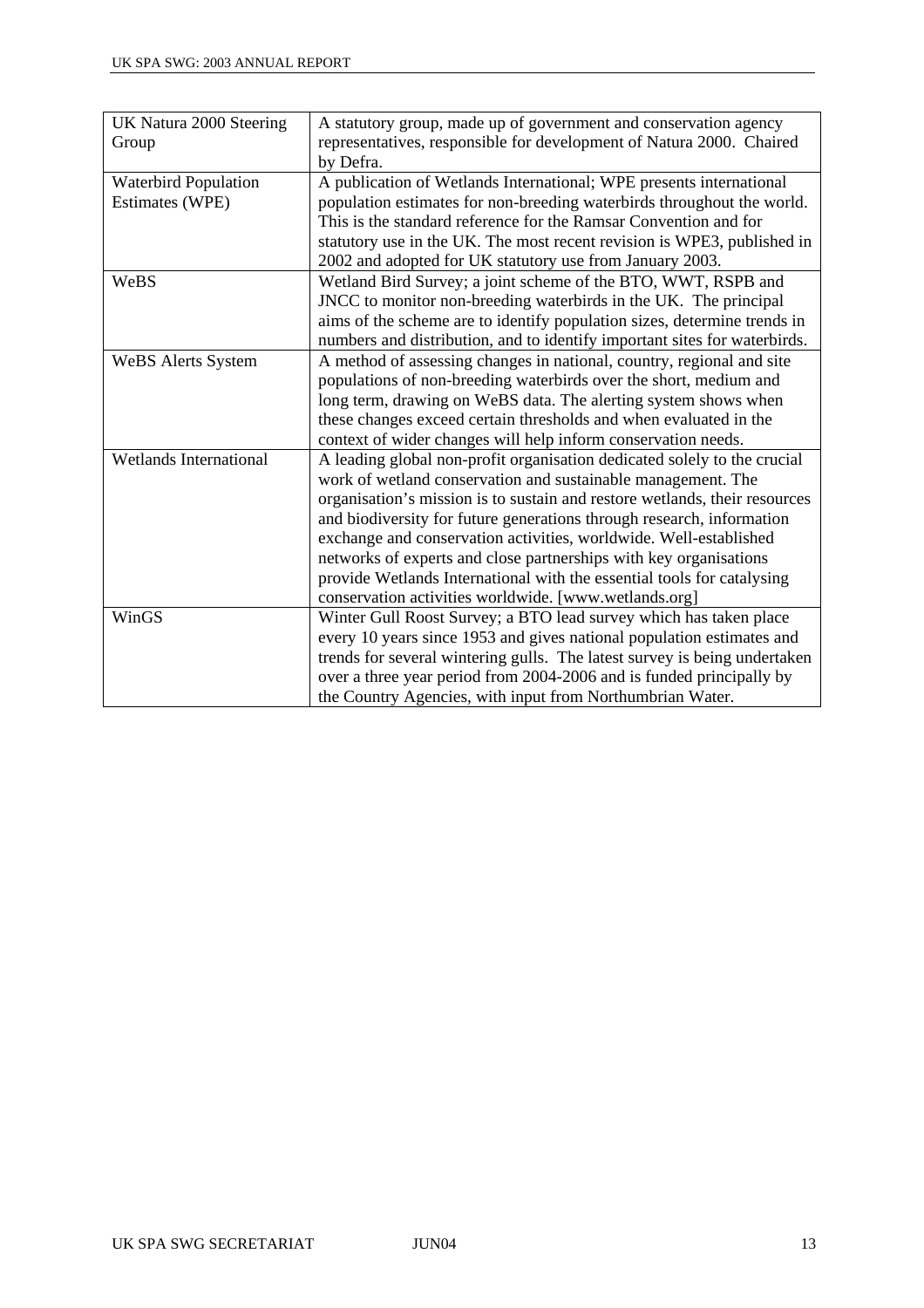| | |
|---|---|
| UK Natura 2000 Steering Group | A statutory group, made up of government and conservation agency representatives, responsible for development of Natura 2000. Chaired by Defra. |
| Waterbird Population Estimates (WPE) | A publication of Wetlands International; WPE presents international population estimates for non-breeding waterbirds throughout the world. This is the standard reference for the Ramsar Convention and for statutory use in the UK. The most recent revision is WPE3, published in 2002 and adopted for UK statutory use from January 2003. |
| WeBS | Wetland Bird Survey; a joint scheme of the BTO, WWT, RSPB and JNCC to monitor non-breeding waterbirds in the UK. The principal aims of the scheme are to identify population sizes, determine trends in numbers and distribution, and to identify important sites for waterbirds. |
| WeBS Alerts System | A method of assessing changes in national, country, regional and site populations of non-breeding waterbirds over the short, medium and long term, drawing on WeBS data. The alerting system shows when these changes exceed certain thresholds and when evaluated in the context of wider changes will help inform conservation needs. |
| Wetlands International | A leading global non-profit organisation dedicated solely to the crucial work of wetland conservation and sustainable management. The organisation's mission is to sustain and restore wetlands, their resources and biodiversity for future generations through research, information exchange and conservation activities, worldwide. Well-established networks of experts and close partnerships with key organisations provide Wetlands International with the essential tools for catalysing conservation activities worldwide. [www.wetlands.org] |
| WinGS | Winter Gull Roost Survey; a BTO lead survey which has taken place every 10 years since 1953 and gives national population estimates and trends for several wintering gulls. The latest survey is being undertaken over a three year period from 2004-2006 and is funded principally by the Country Agencies, with input from Northumbrian Water. |